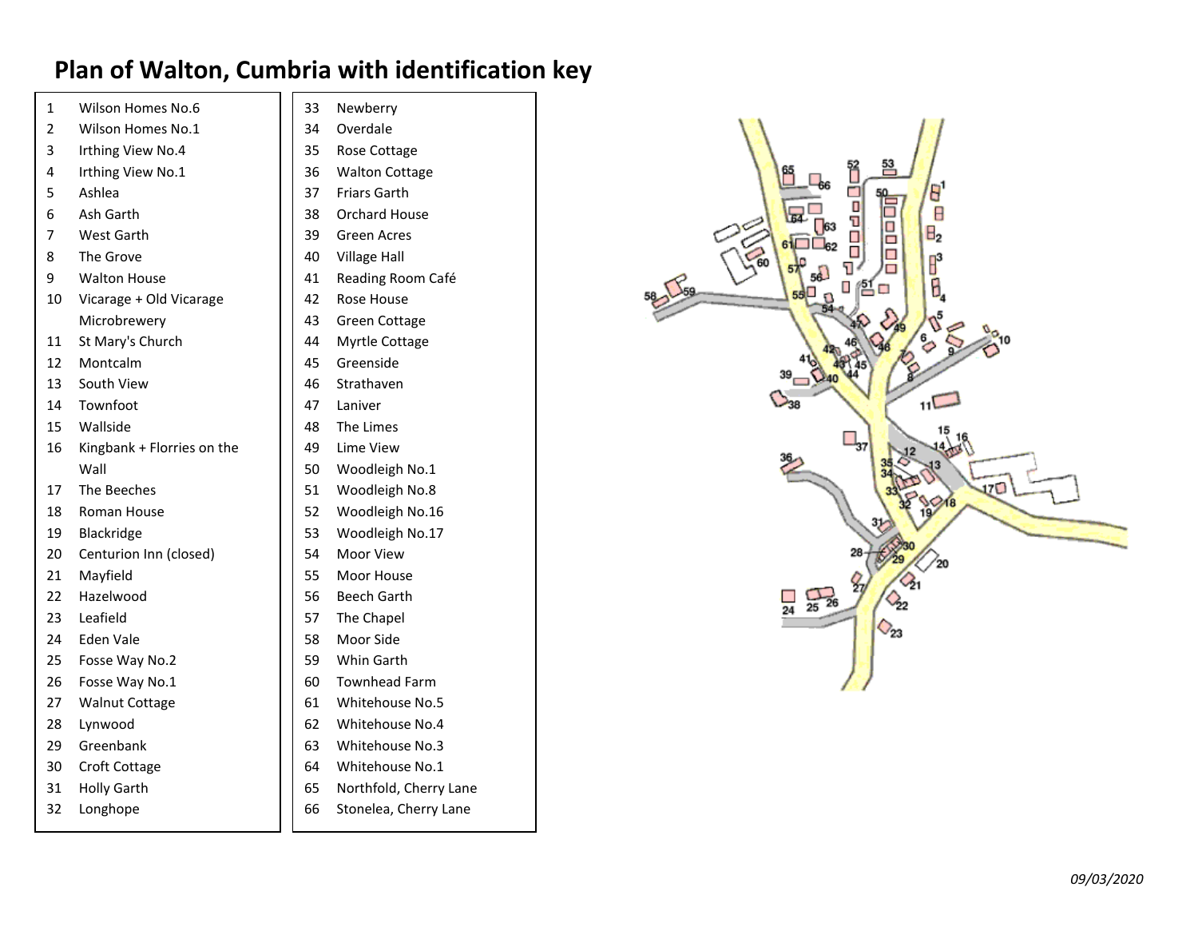# Plan of Walton, Cumbria with identification key

| No. | Name |
|---|---|
| 1 | Wilson Homes No.6 |
| 2 | Wilson Homes No.1 |
| 3 | Irthing View No.4 |
| 4 | Irthing View No.1 |
| 5 | Ashlea |
| 6 | Ash Garth |
| 7 | West Garth |
| 8 | The Grove |
| 9 | Walton House |
| 10 | Vicarage + Old Vicarage Microbrewery |
| 11 | St Mary's Church |
| 12 | Montcalm |
| 13 | South View |
| 14 | Townfoot |
| 15 | Wallside |
| 16 | Kingbank + Florries on the Wall |
| 17 | The Beeches |
| 18 | Roman House |
| 19 | Blackridge |
| 20 | Centurion Inn (closed) |
| 21 | Mayfield |
| 22 | Hazelwood |
| 23 | Leafield |
| 24 | Eden Vale |
| 25 | Fosse Way No.2 |
| 26 | Fosse Way No.1 |
| 27 | Walnut Cottage |
| 28 | Lynwood |
| 29 | Greenbank |
| 30 | Croft Cottage |
| 31 | Holly Garth |
| 32 | Longhope |
| 33 | Newberry |
| 34 | Overdale |
| 35 | Rose Cottage |
| 36 | Walton Cottage |
| 37 | Friars Garth |
| 38 | Orchard House |
| 39 | Green Acres |
| 40 | Village Hall |
| 41 | Reading Room Café |
| 42 | Rose House |
| 43 | Green Cottage |
| 44 | Myrtle Cottage |
| 45 | Greenside |
| 46 | Strathaven |
| 47 | Laniver |
| 48 | The Limes |
| 49 | Lime View |
| 50 | Woodleigh No.1 |
| 51 | Woodleigh No.8 |
| 52 | Woodleigh No.16 |
| 53 | Woodleigh No.17 |
| 54 | Moor View |
| 55 | Moor House |
| 56 | Beech Garth |
| 57 | The Chapel |
| 58 | Moor Side |
| 59 | Whin Garth |
| 60 | Townhead Farm |
| 61 | Whitehouse No.5 |
| 62 | Whitehouse No.4 |
| 63 | Whitehouse No.3 |
| 64 | Whitehouse No.1 |
| 65 | Northfold, Cherry Lane |
| 66 | Stonelea, Cherry Lane |

*09/03/2020*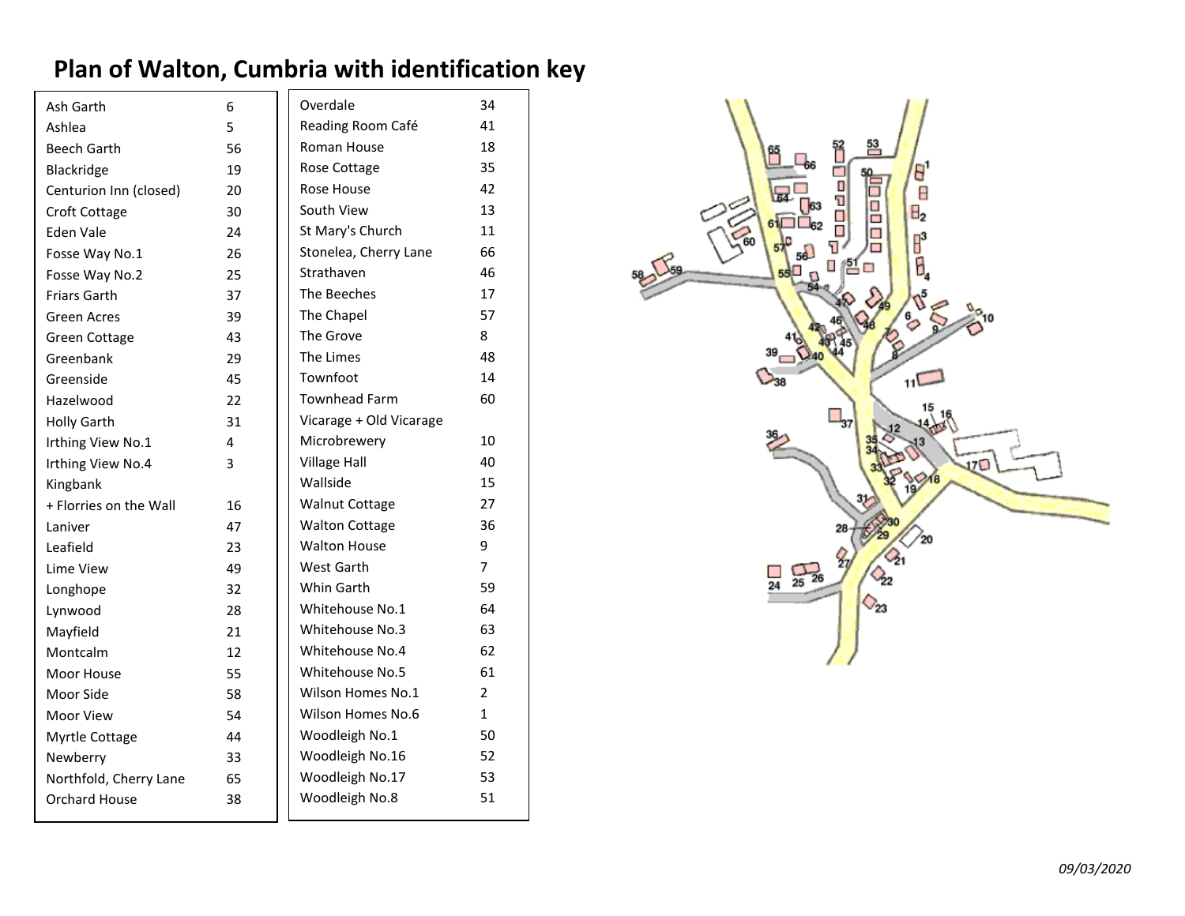# Plan of Walton, Cumbria with identification key

| | |
|---|---|
| Ash Garth | 6 |
| Ashlea | 5 |
| Beech Garth | 56 |
| Blackridge | 19 |
| Centurion Inn (closed) | 20 |
| Croft Cottage | 30 |
| Eden Vale | 24 |
| Fosse Way No.1 | 26 |
| Fosse Way No.2 | 25 |
| Friars Garth | 37 |
| Green Acres | 39 |
| Green Cottage | 43 |
| Greenbank | 29 |
| Greenside | 45 |
| Hazelwood | 22 |
| Holly Garth | 31 |
| Irthing View No.1 | 4 |
| Irthing View No.4 | 3 |
| Kingbank | |
| + Florries on the Wall | 16 |
| Laniver | 47 |
| Leafield | 23 |
| Lime View | 49 |
| Longhope | 32 |
| Lynwood | 28 |
| Mayfield | 21 |
| Montcalm | 12 |
| Moor House | 55 |
| Moor Side | 58 |
| Moor View | 54 |
| Myrtle Cottage | 44 |
| Newberry | 33 |
| Northfold, Cherry Lane | 65 |
| Orchard House | 38 |

| | |
|---|---|
| Overdale | 34 |
| Reading Room Café | 41 |
| Roman House | 18 |
| Rose Cottage | 35 |
| Rose House | 42 |
| South View | 13 |
| St Mary's Church | 11 |
| Stonelea, Cherry Lane | 66 |
| Strathaven | 46 |
| The Beeches | 17 |
| The Chapel | 57 |
| The Grove | 8 |
| The Limes | 48 |
| Townfoot | 14 |
| Townhead Farm | 60 |
| Vicarage + Old Vicarage | |
| Microbrewery | 10 |
| Village Hall | 40 |
| Wallside | 15 |
| Walnut Cottage | 27 |
| Walton Cottage | 36 |
| Walton House | 9 |
| West Garth | 7 |
| Whin Garth | 59 |
| Whitehouse No.1 | 64 |
| Whitehouse No.3 | 63 |
| Whitehouse No.4 | 62 |
| Whitehouse No.5 | 61 |
| Wilson Homes No.1 | 2 |
| Wilson Homes No.6 | 1 |
| Woodleigh No.1 | 50 |
| Woodleigh No.16 | 52 |
| Woodleigh No.17 | 53 |
| Woodleigh No.8 | 51 |

*09/03/2020*